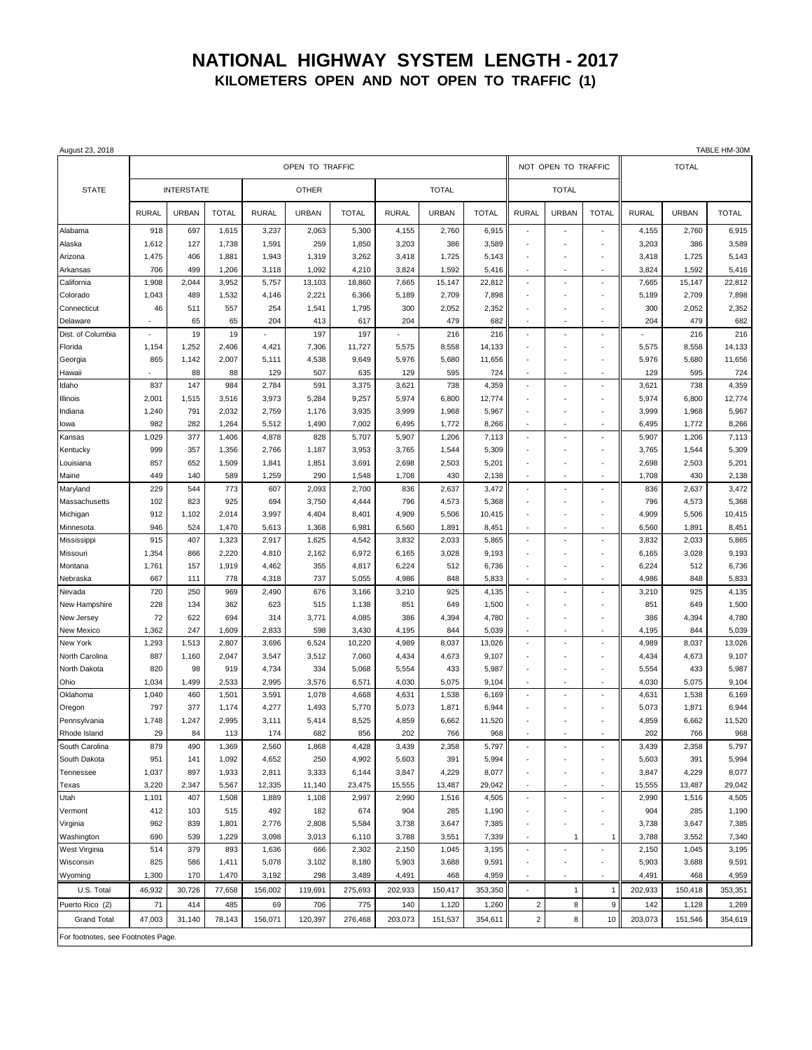# NATIONAL HIGHWAY SYSTEM LENGTH - 2017

## KILOMETERS OPEN AND NOT OPEN TO TRAFFIC (1)

August 23, 2018 TABLE HM-30M

| STATE | OPEN TO TRAFFIC | | | | | | | | | NOT OPEN TO TRAFFIC | | | TOTAL | | |
|---|---|---|---|---|---|---|---|---|---|---|---|---|---|---|---|
| | INTERSTATE | | | OTHER | | | TOTAL | | | TOTAL | | | | | |
| | RURAL | URBAN | TOTAL | RURAL | URBAN | TOTAL | RURAL | URBAN | TOTAL | RURAL | URBAN | TOTAL | RURAL | URBAN | TOTAL |
| Alabama | 918 | 697 | 1,615 | 3,237 | 2,063 | 5,300 | 4,155 | 2,760 | 6,915 | - | - | - | 4,155 | 2,760 | 6,915 |
| Alaska | 1,612 | 127 | 1,738 | 1,591 | 259 | 1,850 | 3,203 | 386 | 3,589 | - | - | - | 3,203 | 386 | 3,589 |
| Arizona | 1,475 | 406 | 1,881 | 1,943 | 1,319 | 3,262 | 3,418 | 1,725 | 5,143 | - | - | - | 3,418 | 1,725 | 5,143 |
| Arkansas | 706 | 499 | 1,206 | 3,118 | 1,092 | 4,210 | 3,824 | 1,592 | 5,416 | - | - | - | 3,824 | 1,592 | 5,416 |
| California | 1,908 | 2,044 | 3,952 | 5,757 | 13,103 | 18,860 | 7,665 | 15,147 | 22,812 | - | - | - | 7,665 | 15,147 | 22,812 |
| Colorado | 1,043 | 489 | 1,532 | 4,146 | 2,221 | 6,366 | 5,189 | 2,709 | 7,898 | - | - | - | 5,189 | 2,709 | 7,898 |
| Connecticut | 46 | 511 | 557 | 254 | 1,541 | 1,795 | 300 | 2,052 | 2,352 | - | - | - | 300 | 2,052 | 2,352 |
| Delaware | - | 65 | 65 | 204 | 413 | 617 | 204 | 479 | 682 | - | - | - | 204 | 479 | 682 |
| Dist. of Columbia | - | 19 | 19 | - | 197 | 197 | - | 216 | 216 | - | - | - | - | 216 | 216 |
| Florida | 1,154 | 1,252 | 2,406 | 4,421 | 7,306 | 11,727 | 5,575 | 8,558 | 14,133 | - | - | - | 5,575 | 8,558 | 14,133 |
| Georgia | 865 | 1,142 | 2,007 | 5,111 | 4,538 | 9,649 | 5,976 | 5,680 | 11,656 | - | - | - | 5,976 | 5,680 | 11,656 |
| Hawaii | - | 88 | 88 | 129 | 507 | 635 | 129 | 595 | 724 | - | - | - | 129 | 595 | 724 |
| Idaho | 837 | 147 | 984 | 2,784 | 591 | 3,375 | 3,621 | 738 | 4,359 | - | - | - | 3,621 | 738 | 4,359 |
| Illinois | 2,001 | 1,515 | 3,516 | 3,973 | 5,284 | 9,257 | 5,974 | 6,800 | 12,774 | - | - | - | 5,974 | 6,800 | 12,774 |
| Indiana | 1,240 | 791 | 2,032 | 2,759 | 1,176 | 3,935 | 3,999 | 1,968 | 5,967 | - | - | - | 3,999 | 1,968 | 5,967 |
| Iowa | 982 | 282 | 1,264 | 5,512 | 1,490 | 7,002 | 6,495 | 1,772 | 8,266 | - | - | - | 6,495 | 1,772 | 8,266 |
| Kansas | 1,029 | 377 | 1,406 | 4,878 | 828 | 5,707 | 5,907 | 1,206 | 7,113 | - | - | - | 5,907 | 1,206 | 7,113 |
| Kentucky | 999 | 357 | 1,356 | 2,766 | 1,187 | 3,953 | 3,765 | 1,544 | 5,309 | - | - | - | 3,765 | 1,544 | 5,309 |
| Louisiana | 857 | 652 | 1,509 | 1,841 | 1,851 | 3,691 | 2,698 | 2,503 | 5,201 | - | - | - | 2,698 | 2,503 | 5,201 |
| Maine | 449 | 140 | 589 | 1,259 | 290 | 1,548 | 1,708 | 430 | 2,138 | - | - | - | 1,708 | 430 | 2,138 |
| Maryland | 229 | 544 | 773 | 607 | 2,093 | 2,700 | 836 | 2,637 | 3,472 | - | - | - | 836 | 2,637 | 3,472 |
| Massachusetts | 102 | 823 | 925 | 694 | 3,750 | 4,444 | 796 | 4,573 | 5,368 | - | - | - | 796 | 4,573 | 5,368 |
| Michigan | 912 | 1,102 | 2,014 | 3,997 | 4,404 | 8,401 | 4,909 | 5,506 | 10,415 | - | - | - | 4,909 | 5,506 | 10,415 |
| Minnesota | 946 | 524 | 1,470 | 5,613 | 1,368 | 6,981 | 6,560 | 1,891 | 8,451 | - | - | - | 6,560 | 1,891 | 8,451 |
| Mississippi | 915 | 407 | 1,323 | 2,917 | 1,625 | 4,542 | 3,832 | 2,033 | 5,865 | - | - | - | 3,832 | 2,033 | 5,865 |
| Missouri | 1,354 | 866 | 2,220 | 4,810 | 2,162 | 6,972 | 6,165 | 3,028 | 9,193 | - | - | - | 6,165 | 3,028 | 9,193 |
| Montana | 1,761 | 157 | 1,919 | 4,462 | 355 | 4,817 | 6,224 | 512 | 6,736 | - | - | - | 6,224 | 512 | 6,736 |
| Nebraska | 667 | 111 | 778 | 4,318 | 737 | 5,055 | 4,986 | 848 | 5,833 | - | - | - | 4,986 | 848 | 5,833 |
| Nevada | 720 | 250 | 969 | 2,490 | 676 | 3,166 | 3,210 | 925 | 4,135 | - | - | - | 3,210 | 925 | 4,135 |
| New Hampshire | 228 | 134 | 362 | 623 | 515 | 1,138 | 851 | 649 | 1,500 | - | - | - | 851 | 649 | 1,500 |
| New Jersey | 72 | 622 | 694 | 314 | 3,771 | 4,085 | 386 | 4,394 | 4,780 | - | - | - | 386 | 4,394 | 4,780 |
| New Mexico | 1,362 | 247 | 1,609 | 2,833 | 598 | 3,430 | 4,195 | 844 | 5,039 | - | - | - | 4,195 | 844 | 5,039 |
| New York | 1,293 | 1,513 | 2,807 | 3,696 | 6,524 | 10,220 | 4,989 | 8,037 | 13,026 | - | - | - | 4,989 | 8,037 | 13,026 |
| North Carolina | 887 | 1,160 | 2,047 | 3,547 | 3,512 | 7,060 | 4,434 | 4,673 | 9,107 | - | - | - | 4,434 | 4,673 | 9,107 |
| North Dakota | 820 | 98 | 919 | 4,734 | 334 | 5,068 | 5,554 | 433 | 5,987 | - | - | - | 5,554 | 433 | 5,987 |
| Ohio | 1,034 | 1,499 | 2,533 | 2,995 | 3,576 | 6,571 | 4,030 | 5,075 | 9,104 | - | - | - | 4,030 | 5,075 | 9,104 |
| Oklahoma | 1,040 | 460 | 1,501 | 3,591 | 1,078 | 4,668 | 4,631 | 1,538 | 6,169 | - | - | - | 4,631 | 1,538 | 6,169 |
| Oregon | 797 | 377 | 1,174 | 4,277 | 1,493 | 5,770 | 5,073 | 1,871 | 6,944 | - | - | - | 5,073 | 1,871 | 6,944 |
| Pennsylvania | 1,748 | 1,247 | 2,995 | 3,111 | 5,414 | 8,525 | 4,859 | 6,662 | 11,520 | - | - | - | 4,859 | 6,662 | 11,520 |
| Rhode Island | 29 | 84 | 113 | 174 | 682 | 856 | 202 | 766 | 968 | - | - | - | 202 | 766 | 968 |
| South Carolina | 879 | 490 | 1,369 | 2,560 | 1,868 | 4,428 | 3,439 | 2,358 | 5,797 | - | - | - | 3,439 | 2,358 | 5,797 |
| South Dakota | 951 | 141 | 1,092 | 4,652 | 250 | 4,902 | 5,603 | 391 | 5,994 | - | - | - | 5,603 | 391 | 5,994 |
| Tennessee | 1,037 | 897 | 1,933 | 2,811 | 3,333 | 6,144 | 3,847 | 4,229 | 8,077 | - | - | - | 3,847 | 4,229 | 8,077 |
| Texas | 3,220 | 2,347 | 5,567 | 12,335 | 11,140 | 23,475 | 15,555 | 13,487 | 29,042 | - | - | - | 15,555 | 13,487 | 29,042 |
| Utah | 1,101 | 407 | 1,508 | 1,889 | 1,108 | 2,997 | 2,990 | 1,516 | 4,505 | - | - | - | 2,990 | 1,516 | 4,505 |
| Vermont | 412 | 103 | 515 | 492 | 182 | 674 | 904 | 285 | 1,190 | - | - | - | 904 | 285 | 1,190 |
| Virginia | 962 | 839 | 1,801 | 2,776 | 2,808 | 5,584 | 3,738 | 3,647 | 7,385 | - | - | - | 3,738 | 3,647 | 7,385 |
| Washington | 690 | 539 | 1,229 | 3,098 | 3,013 | 6,110 | 3,788 | 3,551 | 7,339 | - | 1 | 1 | 3,788 | 3,552 | 7,340 |
| West Virginia | 514 | 379 | 893 | 1,636 | 666 | 2,302 | 2,150 | 1,045 | 3,195 | - | - | - | 2,150 | 1,045 | 3,195 |
| Wisconsin | 825 | 586 | 1,411 | 5,078 | 3,102 | 8,180 | 5,903 | 3,688 | 9,591 | - | - | - | 5,903 | 3,688 | 9,591 |
| Wyoming | 1,300 | 170 | 1,470 | 3,192 | 298 | 3,489 | 4,491 | 468 | 4,959 | - | - | - | 4,491 | 468 | 4,959 |
| U.S. Total | 46,932 | 30,726 | 77,658 | 156,002 | 119,691 | 275,693 | 202,933 | 150,417 | 353,350 | - | 1 | 1 | 202,933 | 150,418 | 353,351 |
| Puerto Rico (2) | 71 | 414 | 485 | 69 | 706 | 775 | 140 | 1,120 | 1,260 | 2 | 8 | 9 | 142 | 1,128 | 1,269 |
| Grand Total | 47,003 | 31,140 | 78,143 | 156,071 | 120,397 | 276,468 | 203,073 | 151,537 | 354,611 | 2 | 8 | 10 | 203,073 | 151,546 | 354,619 |

For footnotes, see Footnotes Page.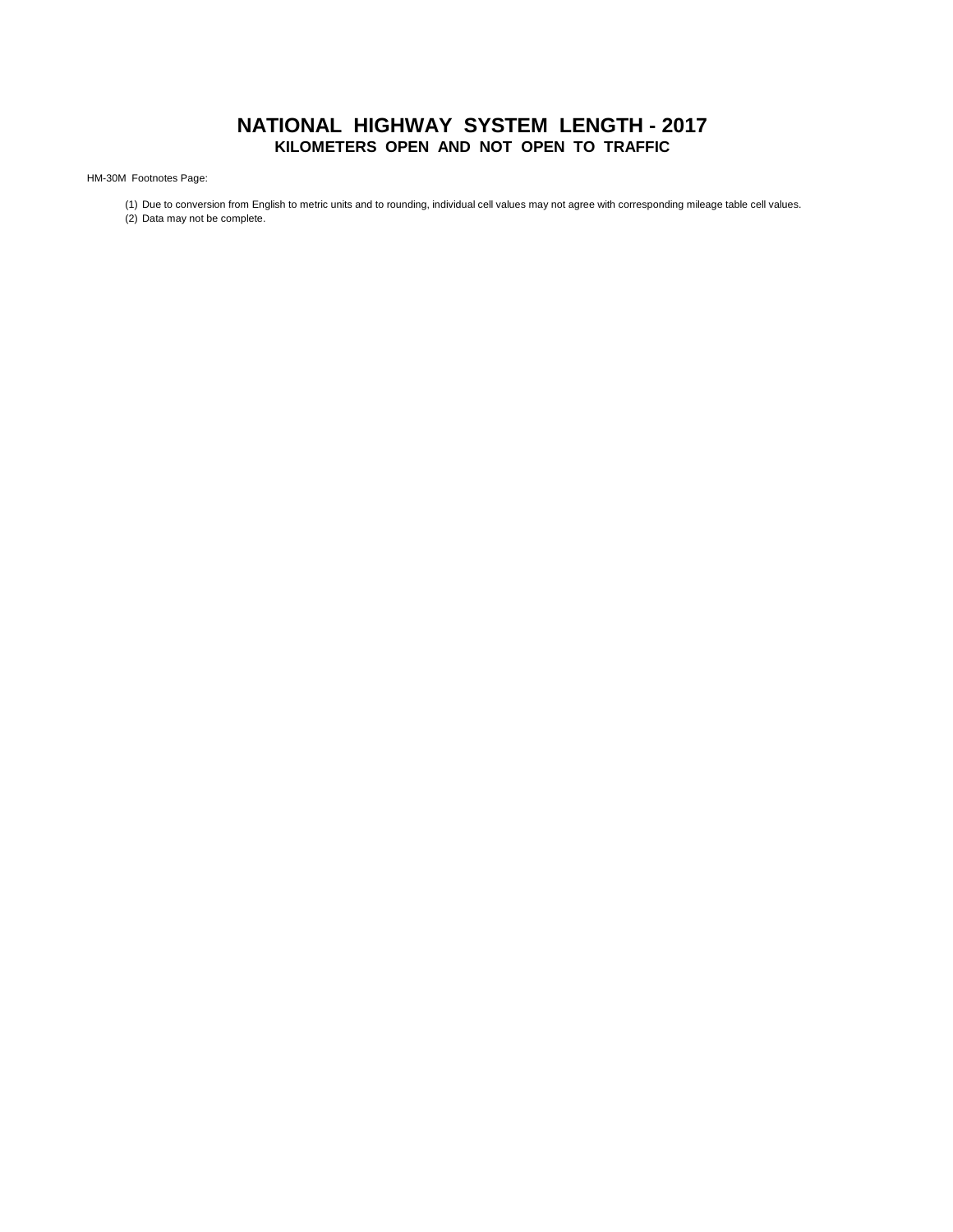# NATIONAL HIGHWAY SYSTEM LENGTH - 2017

## KILOMETERS OPEN AND NOT OPEN TO TRAFFIC

HM-30M Footnotes Page:

(1) Due to conversion from English to metric units and to rounding, individual cell values may not agree with corresponding mileage table cell values.

(2) Data may not be complete.